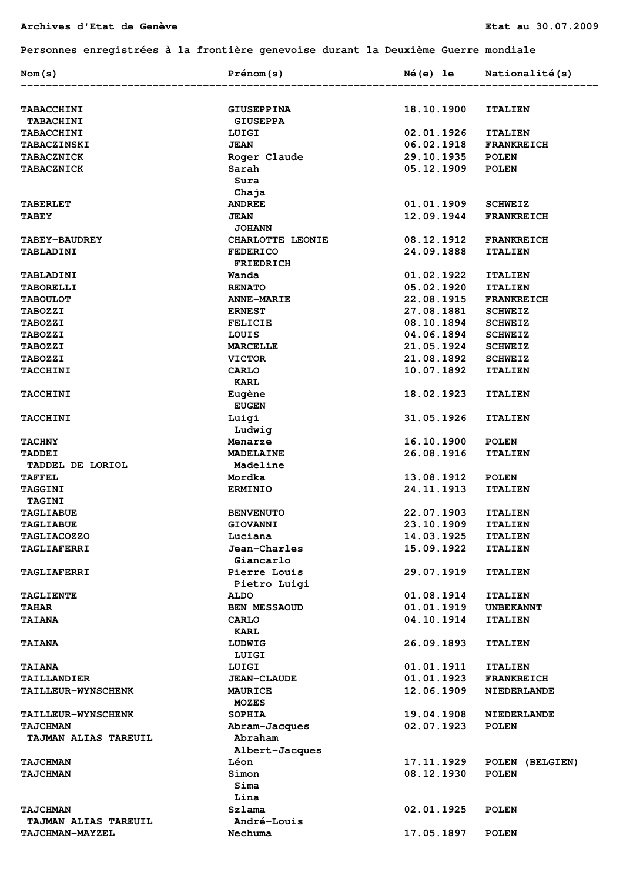Archives d'Etat de Genève — Etat au 30.07.2009

**Personnes enregistrées à la frontière genevoise durant la Deuxième Guerre mondiale**

| Nom(s) | Prénom(s) | Né(e) le | Nationalité(s) |
|---|---|---|---|
| TABACCHINI<br>TABACHINI | GIUSEPPINA<br>GIUSEPPA | 18.10.1900 | ITALIEN |
| TABACCHINI | LUIGI | 02.01.1926 | ITALIEN |
| TABACZINSKI | JEAN | 06.02.1918 | FRANKREICH |
| TABACZNICK | Roger Claude | 29.10.1935 | POLEN |
| TABACZNICK | Sarah<br>Sura<br>Chaja | 05.12.1909 | POLEN |
| TABERLET | ANDREE | 01.01.1909 | SCHWEIZ |
| TABEY | JEAN<br>JOHANN | 12.09.1944 | FRANKREICH |
| TABEY-BAUDREY | CHARLOTTE LEONIE | 08.12.1912 | FRANKREICH |
| TABLADINI | FEDERICO<br>FRIEDRICH | 24.09.1888 | ITALIEN |
| TABLADINI | Wanda | 01.02.1922 | ITALIEN |
| TABORELLI | RENATO | 05.02.1920 | ITALIEN |
| TABOULOT | ANNE-MARIE | 22.08.1915 | FRANKREICH |
| TABOZZI | ERNEST | 27.08.1881 | SCHWEIZ |
| TABOZZI | FELICIE | 08.10.1894 | SCHWEIZ |
| TABOZZI | LOUIS | 04.06.1894 | SCHWEIZ |
| TABOZZI | MARCELLE | 21.05.1924 | SCHWEIZ |
| TABOZZI | VICTOR | 21.08.1892 | SCHWEIZ |
| TACCHINI | CARLO<br>KARL | 10.07.1892 | ITALIEN |
| TACCHINI | Eugène<br>EUGEN | 18.02.1923 | ITALIEN |
| TACCHINI | Luigi<br>Ludwig | 31.05.1926 | ITALIEN |
| TACHNY | Menarze | 16.10.1900 | POLEN |
| TADDEI<br>TADDEL DE LORIOL | MADELAINE<br>Madeline | 26.08.1916 | ITALIEN |
| TAFFEL | Mordka | 13.08.1912 | POLEN |
| TAGGINI<br>TAGINI | ERMINIO | 24.11.1913 | ITALIEN |
| TAGLIABUE | BENVENUTO | 22.07.1903 | ITALIEN |
| TAGLIABUE | GIOVANNI | 23.10.1909 | ITALIEN |
| TAGLIACOZZO | Luciana | 14.03.1925 | ITALIEN |
| TAGLIAFERRI | Jean-Charles<br>Giancarlo | 15.09.1922 | ITALIEN |
| TAGLIAFERRI | Pierre Louis<br>Pietro Luigi | 29.07.1919 | ITALIEN |
| TAGLIENTE | ALDO | 01.08.1914 | ITALIEN |
| TAHAR | BEN MESSAOUD | 01.01.1919 | UNBEKANNT |
| TAIANA | CARLO<br>KARL | 04.10.1914 | ITALIEN |
| TAIANA | LUDWIG<br>LUIGI | 26.09.1893 | ITALIEN |
| TAIANA | LUIGI | 01.01.1911 | ITALIEN |
| TAILLANDIER | JEAN-CLAUDE | 01.01.1923 | FRANKREICH |
| TAILLEUR-WYNSCHENK | MAURICE<br>MOZES | 12.06.1909 | NIEDERLANDE |
| TAILLEUR-WYNSCHENK | SOPHIA | 19.04.1908 | NIEDERLANDE |
| TAJCHMAN<br>TAJMAN ALIAS TAREUIL | Abram-Jacques<br>Abraham<br>Albert-Jacques | 02.07.1923 | POLEN |
| TAJCHMAN | Léon | 17.11.1929 | POLEN (BELGIEN) |
| TAJCHMAN | Simon<br>Sima<br>Lina | 08.12.1930 | POLEN |
| TAJCHMAN<br>TAJMAN ALIAS TAREUIL | Szlama<br>André-Louis | 02.01.1925 | POLEN |
| TAJCHMAN-MAYZEL | Nechuma | 17.05.1897 | POLEN |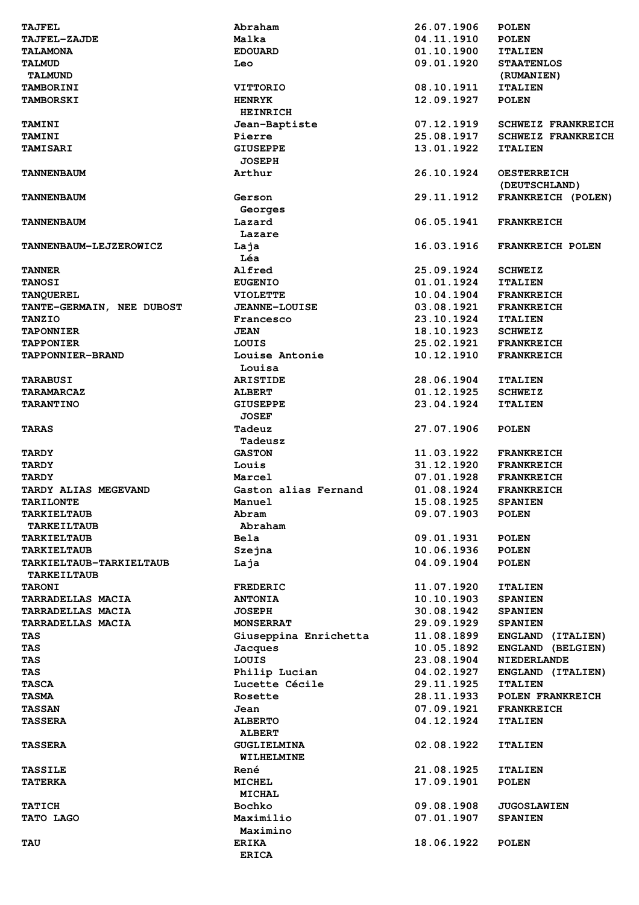| | | | |
|---|---|---|---|
| TAJFEL | Abraham | 26.07.1906 | POLEN |
| TAJFEL-ZAJDE | Malka | 04.11.1910 | POLEN |
| TALAMONA | EDOUARD | 01.10.1900 | ITALIEN |
| TALMUD<br>TALMUND | Leo | 09.01.1920 | STAATENLOS<br>(RUMANIEN) |
| TAMBORINI | VITTORIO | 08.10.1911 | ITALIEN |
| TAMBORSKI | HENRYK<br>HEINRICH | 12.09.1927 | POLEN |
| TAMINI | Jean-Baptiste | 07.12.1919 | SCHWEIZ FRANKREICH |
| TAMINI | Pierre | 25.08.1917 | SCHWEIZ FRANKREICH |
| TAMISARI | GIUSEPPE<br>JOSEPH | 13.01.1922 | ITALIEN |
| TANNENBAUM | Arthur | 26.10.1924 | OESTERREICH<br>(DEUTSCHLAND) |
| TANNENBAUM | Gerson<br>Georges | 29.11.1912 | FRANKREICH (POLEN) |
| TANNENBAUM | Lazard<br>Lazare | 06.05.1941 | FRANKREICH |
| TANNENBAUM-LEJZEROWICZ | Laja<br>Léa | 16.03.1916 | FRANKREICH POLEN |
| TANNER | Alfred | 25.09.1924 | SCHWEIZ |
| TANOSI | EUGENIO | 01.01.1924 | ITALIEN |
| TANQUEREL | VIOLETTE | 10.04.1904 | FRANKREICH |
| TANTE-GERMAIN, NEE DUBOST | JEANNE-LOUISE | 03.08.1921 | FRANKREICH |
| TANZIO | Francesco | 23.10.1924 | ITALIEN |
| TAPONNIER | JEAN | 18.10.1923 | SCHWEIZ |
| TAPPONIER | LOUIS | 25.02.1921 | FRANKREICH |
| TAPPONNIER-BRAND | Louise Antonie<br>Louisa | 10.12.1910 | FRANKREICH |
| TARABUSI | ARISTIDE | 28.06.1904 | ITALIEN |
| TARAMARCAZ | ALBERT | 01.12.1925 | SCHWEIZ |
| TARANTINO | GIUSEPPE<br>JOSEF | 23.04.1924 | ITALIEN |
| TARAS | Tadeuz<br>Tadeusz | 27.07.1906 | POLEN |
| TARDY | GASTON | 11.03.1922 | FRANKREICH |
| TARDY | Louis | 31.12.1920 | FRANKREICH |
| TARDY | Marcel | 07.01.1928 | FRANKREICH |
| TARDY ALIAS MEGEVAND | Gaston alias Fernand | 01.08.1924 | FRANKREICH |
| TARILONTE | Manuel | 15.08.1925 | SPANIEN |
| TARKIELTAUB<br>TARKEILTAUB | Abram<br>Abraham | 09.07.1903 | POLEN |
| TARKIELTAUB | Bela | 09.01.1931 | POLEN |
| TARKIELTAUB | Szejna | 10.06.1936 | POLEN |
| TARKIELTAUB-TARKIELTAUB<br>TARKEILTAUB | Laja | 04.09.1904 | POLEN |
| TARONI | FREDERIC | 11.07.1920 | ITALIEN |
| TARRADELLAS MACIA | ANTONIA | 10.10.1903 | SPANIEN |
| TARRADELLAS MACIA | JOSEPH | 30.08.1942 | SPANIEN |
| TARRADELLAS MACIA | MONSERRAT | 29.09.1929 | SPANIEN |
| TAS | Giuseppina Enrichetta | 11.08.1899 | ENGLAND (ITALIEN) |
| TAS | Jacques | 10.05.1892 | ENGLAND (BELGIEN) |
| TAS | LOUIS | 23.08.1904 | NIEDERLANDE |
| TAS | Philip Lucian | 04.02.1927 | ENGLAND (ITALIEN) |
| TASCA | Lucette Cécile | 29.11.1925 | ITALIEN |
| TASMA | Rosette | 28.11.1933 | POLEN FRANKREICH |
| TASSAN | Jean | 07.09.1921 | FRANKREICH |
| TASSERA | ALBERTO<br>ALBERT | 04.12.1924 | ITALIEN |
| TASSERA | GUGLIELMINA<br>WILHELMINE | 02.08.1922 | ITALIEN |
| TASSILE | René | 21.08.1925 | ITALIEN |
| TATERKA | MICHEL<br>MICHAL | 17.09.1901 | POLEN |
| TATICH | Bochko | 09.08.1908 | JUGOSLAWIEN |
| TATO LAGO | Maximilio<br>Maximino | 07.01.1907 | SPANIEN |
| TAU | ERIKA<br>ERICA | 18.06.1922 | POLEN |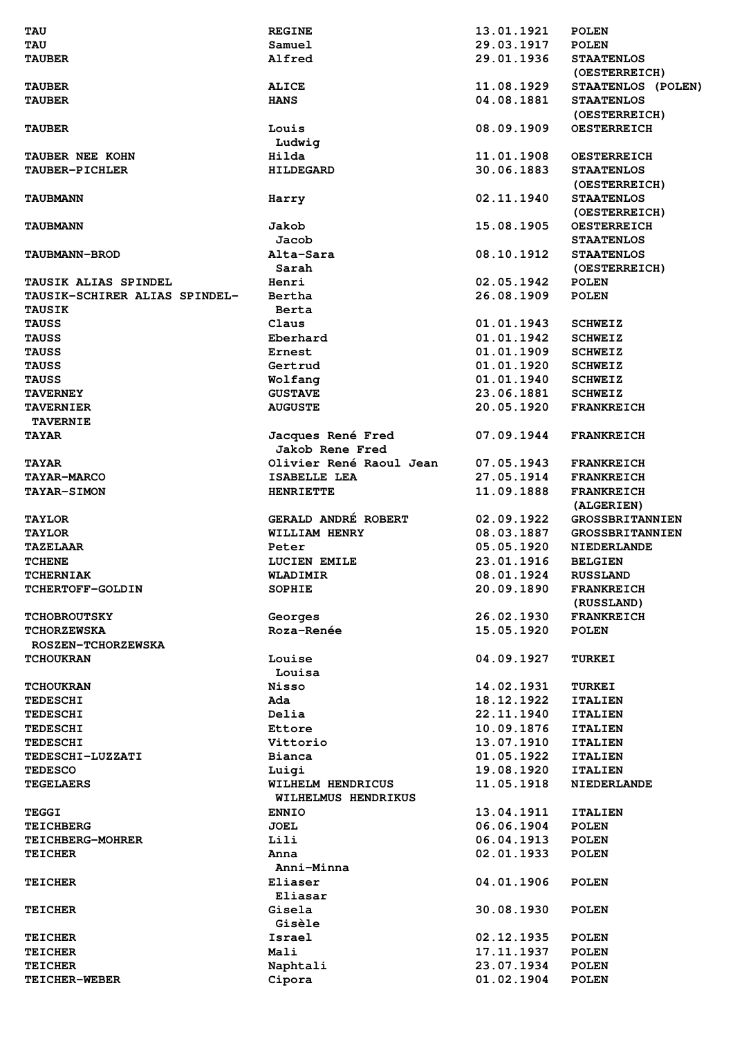| | | | |
|---|---|---|---|
| TAU | REGINE | 13.01.1921 | POLEN |
| TAU | Samuel | 29.03.1917 | POLEN |
| TAUBER | Alfred | 29.01.1936 | STAATENLOS (OESTERREICH) |
| TAUBER | ALICE | 11.08.1929 | STAATENLOS (POLEN) |
| TAUBER | HANS | 04.08.1881 | STAATENLOS (OESTERREICH) |
| TAUBER | Louis Ludwig | 08.09.1909 | OESTERREICH |
| TAUBER NEE KOHN | Hilda | 11.01.1908 | OESTERREICH |
| TAUBER-PICHLER | HILDEGARD | 30.06.1883 | STAATENLOS (OESTERREICH) |
| TAUBMANN | Harry | 02.11.1940 | STAATENLOS (OESTERREICH) |
| TAUBMANN | Jakob Jacob | 15.08.1905 | OESTERREICH STAATENLOS |
| TAUBMANN-BROD | Alta-Sara Sarah | 08.10.1912 | STAATENLOS (OESTERREICH) |
| TAUSIK ALIAS SPINDEL | Henri | 02.05.1942 | POLEN |
| TAUSIK-SCHIRER ALIAS SPINDEL-TAUSIK | Bertha Berta | 26.08.1909 | POLEN |
| TAUSS | Claus | 01.01.1943 | SCHWEIZ |
| TAUSS | Eberhard | 01.01.1942 | SCHWEIZ |
| TAUSS | Ernest | 01.01.1909 | SCHWEIZ |
| TAUSS | Gertrud | 01.01.1920 | SCHWEIZ |
| TAUSS | Wolfang | 01.01.1940 | SCHWEIZ |
| TAVERNEY | GUSTAVE | 23.06.1881 | SCHWEIZ |
| TAVERNIER TAVERNIE | AUGUSTE | 20.05.1920 | FRANKREICH |
| TAYAR | Jacques René Fred Jakob Rene Fred | 07.09.1944 | FRANKREICH |
| TAYAR | Olivier René Raoul Jean | 07.05.1943 | FRANKREICH |
| TAYAR-MARCO | ISABELLE LEA | 27.05.1914 | FRANKREICH |
| TAYAR-SIMON | HENRIETTE | 11.09.1888 | FRANKREICH (ALGERIEN) |
| TAYLOR | GERALD ANDRÉ ROBERT | 02.09.1922 | GROSSBRITANNIEN |
| TAYLOR | WILLIAM HENRY | 08.03.1887 | GROSSBRITANNIEN |
| TAZELAAR | Peter | 05.05.1920 | NIEDERLANDE |
| TCHENE | LUCIEN EMILE | 23.01.1916 | BELGIEN |
| TCHERNIAK | WLADIMIR | 08.01.1924 | RUSSLAND |
| TCHERTOFF-GOLDIN | SOPHIE | 20.09.1890 | FRANKREICH (RUSSLAND) |
| TCHOBROUTSKY | Georges | 26.02.1930 | FRANKREICH |
| TCHORZEWSKA ROSZEN-TCHORZEWSKA | Roza-Renée | 15.05.1920 | POLEN |
| TCHOUKRAN | Louise Louisa | 04.09.1927 | TURKEI |
| TCHOUKRAN | Nisso | 14.02.1931 | TURKEI |
| TEDESCHI | Ada | 18.12.1922 | ITALIEN |
| TEDESCHI | Delia | 22.11.1940 | ITALIEN |
| TEDESCHI | Ettore | 10.09.1876 | ITALIEN |
| TEDESCHI | Vittorio | 13.07.1910 | ITALIEN |
| TEDESCHI-LUZZATI | Bianca | 01.05.1922 | ITALIEN |
| TEDESCO | Luigi | 19.08.1920 | ITALIEN |
| TEGELAERS | WILHELM HENDRICUS WILHELMUS HENDRIKUS | 11.05.1918 | NIEDERLANDE |
| TEGGI | ENNIO | 13.04.1911 | ITALIEN |
| TEICHBERG | JOEL | 06.06.1904 | POLEN |
| TEICHBERG-MOHRER | Lili | 06.04.1913 | POLEN |
| TEICHER | Anna Anni-Minna | 02.01.1933 | POLEN |
| TEICHER | Eliaser Eliasar | 04.01.1906 | POLEN |
| TEICHER | Gisela Gisèle | 30.08.1930 | POLEN |
| TEICHER | Israel | 02.12.1935 | POLEN |
| TEICHER | Mali | 17.11.1937 | POLEN |
| TEICHER | Naphtali | 23.07.1934 | POLEN |
| TEICHER-WEBER | Cipora | 01.02.1904 | POLEN |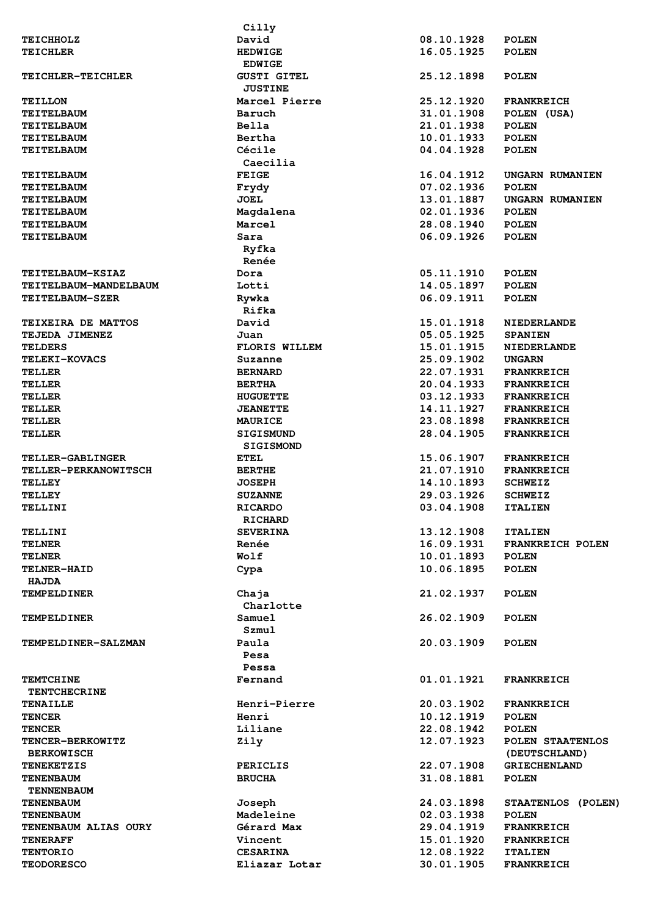| | | | |
|---|---|---|---|
| | Cilly | | |
| TEICHHOLZ | David | 08.10.1928 | POLEN |
| TEICHLER | HEDWIGE | 16.05.1925 | POLEN |
| | EDWIGE | | |
| TEICHLER-TEICHLER | GUSTI GITEL | 25.12.1898 | POLEN |
| | JUSTINE | | |
| TEILLON | Marcel Pierre | 25.12.1920 | FRANKREICH |
| TEITELBAUM | Baruch | 31.01.1908 | POLEN (USA) |
| TEITELBAUM | Bella | 21.01.1938 | POLEN |
| TEITELBAUM | Bertha | 10.01.1933 | POLEN |
| TEITELBAUM | Cécile | 04.04.1928 | POLEN |
| | Caecilia | | |
| TEITELBAUM | FEIGE | 16.04.1912 | UNGARN RUMANIEN |
| TEITELBAUM | Frydy | 07.02.1936 | POLEN |
| TEITELBAUM | JOEL | 13.01.1887 | UNGARN RUMANIEN |
| TEITELBAUM | Magdalena | 02.01.1936 | POLEN |
| TEITELBAUM | Marcel | 28.08.1940 | POLEN |
| TEITELBAUM | Sara | 06.09.1926 | POLEN |
| | Ryfka | | |
| | Renée | | |
| TEITELBAUM-KSIAZ | Dora | 05.11.1910 | POLEN |
| TEITELBAUM-MANDELBAUM | Lotti | 14.05.1897 | POLEN |
| TEITELBAUM-SZER | Rywka | 06.09.1911 | POLEN |
| | Rifka | | |
| TEIXEIRA DE MATTOS | David | 15.01.1918 | NIEDERLANDE |
| TEJEDA JIMENEZ | Juan | 05.05.1925 | SPANIEN |
| TELDERS | FLORIS WILLEM | 15.01.1915 | NIEDERLANDE |
| TELEKI-KOVACS | Suzanne | 25.09.1902 | UNGARN |
| TELLER | BERNARD | 22.07.1931 | FRANKREICH |
| TELLER | BERTHA | 20.04.1933 | FRANKREICH |
| TELLER | HUGUETTE | 03.12.1933 | FRANKREICH |
| TELLER | JEANETTE | 14.11.1927 | FRANKREICH |
| TELLER | MAURICE | 23.08.1898 | FRANKREICH |
| TELLER | SIGISMUND | 28.04.1905 | FRANKREICH |
| | SIGISMOND | | |
| TELLER-GABLINGER | ETEL | 15.06.1907 | FRANKREICH |
| TELLER-PERKANOWITSCH | BERTHE | 21.07.1910 | FRANKREICH |
| TELLEY | JOSEPH | 14.10.1893 | SCHWEIZ |
| TELLEY | SUZANNE | 29.03.1926 | SCHWEIZ |
| TELLINI | RICARDO | 03.04.1908 | ITALIEN |
| | RICHARD | | |
| TELLINI | SEVERINA | 13.12.1908 | ITALIEN |
| TELNER | Renée | 16.09.1931 | FRANKREICH POLEN |
| TELNER | Wolf | 10.01.1893 | POLEN |
| TELNER-HAID | Cypa | 10.06.1895 | POLEN |
| HAJDA | | | |
| TEMPELDINER | Chaja | 21.02.1937 | POLEN |
| | Charlotte | | |
| TEMPELDINER | Samuel | 26.02.1909 | POLEN |
| | Szmul | | |
| TEMPELDINER-SALZMAN | Paula | 20.03.1909 | POLEN |
| | Pesa | | |
| | Pessa | | |
| TEMTCHINE | Fernand | 01.01.1921 | FRANKREICH |
| TENTCHECRINE | | | |
| TENAILLE | Henri-Pierre | 20.03.1902 | FRANKREICH |
| TENCER | Henri | 10.12.1919 | POLEN |
| TENCER | Liliane | 22.08.1942 | POLEN |
| TENCER-BERKOWITZ | Zily | 12.07.1923 | POLEN STAATENLOS |
| BERKOWISCH | | | (DEUTSCHLAND) |
| TENEKETZIS | PERICLIS | 22.07.1908 | GRIECHENLAND |
| TENENBAUM | BRUCHA | 31.08.1881 | POLEN |
| TENNENBAUM | | | |
| TENENBAUM | Joseph | 24.03.1898 | STAATENLOS (POLEN) |
| TENENBAUM | Madeleine | 02.03.1938 | POLEN |
| TENENBAUM ALIAS OURY | Gérard Max | 29.04.1919 | FRANKREICH |
| TENERAFF | Vincent | 15.01.1920 | FRANKREICH |
| TENTORIO | CESARINA | 12.08.1922 | ITALIEN |
| TEODORESCO | Eliazar Lotar | 30.01.1905 | FRANKREICH |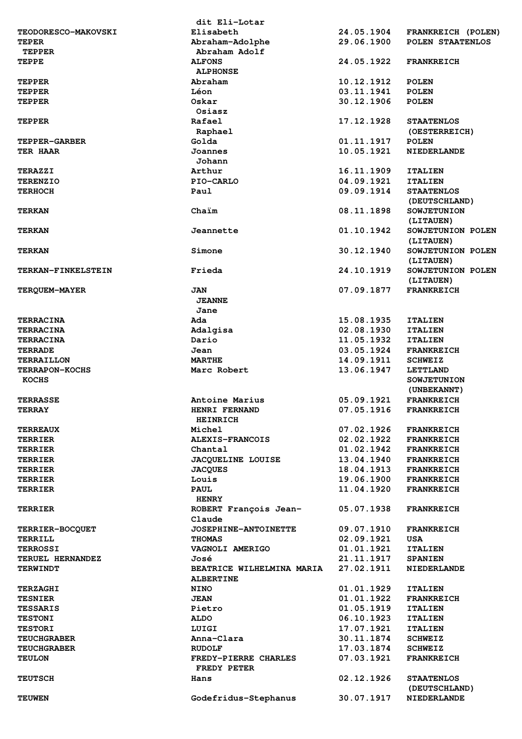| | | | |
|---|---|---|---|
| | dit Eli-Lotar | | |
| **TEODORESCO-MAKOVSKI** | **Elisabeth** | **24.05.1904** | **FRANKREICH (POLEN)** |
| **TEPER** | **Abraham-Adolphe** | **29.06.1900** | **POLEN STAATENLOS** |
| **TEPPER** | **Abraham Adolf** | | |
| **TEPPE** | **ALFONS** | **24.05.1922** | **FRANKREICH** |
| | **ALPHONSE** | | |
| **TEPPER** | **Abraham** | **10.12.1912** | **POLEN** |
| **TEPPER** | **Léon** | **03.11.1941** | **POLEN** |
| **TEPPER** | **Oskar** | **30.12.1906** | **POLEN** |
| | **Osiasz** | | |
| **TEPPER** | **Rafael** | **17.12.1928** | **STAATENLOS** |
| | **Raphael** | | **(OESTERREICH)** |
| **TEPPER-GARBER** | **Golda** | **01.11.1917** | **POLEN** |
| **TER HAAR** | **Joannes** | **10.05.1921** | **NIEDERLANDE** |
| | **Johann** | | |
| **TERAZZI** | **Arthur** | **16.11.1909** | **ITALIEN** |
| **TERENZIO** | **PIO-CARLO** | **04.09.1921** | **ITALIEN** |
| **TERHOCH** | **Paul** | **09.09.1914** | **STAATENLOS** |
| | | | **(DEUTSCHLAND)** |
| **TERKAN** | **Chaïm** | **08.11.1898** | **SOWJETUNION** |
| | | | **(LITAUEN)** |
| **TERKAN** | **Jeannette** | **01.10.1942** | **SOWJETUNION POLEN** |
| | | | **(LITAUEN)** |
| **TERKAN** | **Simone** | **30.12.1940** | **SOWJETUNION POLEN** |
| | | | **(LITAUEN)** |
| **TERKAN-FINKELSTEIN** | **Frieda** | **24.10.1919** | **SOWJETUNION POLEN** |
| | | | **(LITAUEN)** |
| **TERQUEM-MAYER** | **JAN** | **07.09.1877** | **FRANKREICH** |
| | **JEANNE** | | |
| | **Jane** | | |
| **TERRACINA** | **Ada** | **15.08.1935** | **ITALIEN** |
| **TERRACINA** | **Adalgisa** | **02.08.1930** | **ITALIEN** |
| **TERRACINA** | **Dario** | **11.05.1932** | **ITALIEN** |
| **TERRADE** | **Jean** | **03.05.1924** | **FRANKREICH** |
| **TERRAILLON** | **MARTHE** | **14.09.1911** | **SCHWEIZ** |
| **TERRAPON-KOCHS** | **Marc Robert** | **13.06.1947** | **LETTLAND** |
| **KOCHS** | | | **SOWJETUNION** |
| | | | **(UNBEKANNT)** |
| **TERRASSE** | **Antoine Marius** | **05.09.1921** | **FRANKREICH** |
| **TERRAY** | **HENRI FERNAND** | **07.05.1916** | **FRANKREICH** |
| | **HEINRICH** | | |
| **TERREAUX** | **Michel** | **07.02.1926** | **FRANKREICH** |
| **TERRIER** | **ALEXIS-FRANCOIS** | **02.02.1922** | **FRANKREICH** |
| **TERRIER** | **Chantal** | **01.02.1942** | **FRANKREICH** |
| **TERRIER** | **JACQUELINE LOUISE** | **13.04.1940** | **FRANKREICH** |
| **TERRIER** | **JACQUES** | **18.04.1913** | **FRANKREICH** |
| **TERRIER** | **Louis** | **19.06.1900** | **FRANKREICH** |
| **TERRIER** | **PAUL** | **11.04.1920** | **FRANKREICH** |
| | **HENRY** | | |
| **TERRIER** | **ROBERT François Jean-Claude** | **05.07.1938** | **FRANKREICH** |
| **TERRIER-BOCQUET** | **JOSEPHINE-ANTOINETTE** | **09.07.1910** | **FRANKREICH** |
| **TERRILL** | **THOMAS** | **02.09.1921** | **USA** |
| **TERROSSI** | **VAGNOLI AMERIGO** | **01.01.1921** | **ITALIEN** |
| **TERUEL HERNANDEZ** | **José** | **21.11.1917** | **SPANIEN** |
| **TERWINDT** | **BEATRICE WILHELMINA MARIA ALBERTINE** | **27.02.1911** | **NIEDERLANDE** |
| **TERZAGHI** | **NINO** | **01.01.1929** | **ITALIEN** |
| **TESNIER** | **JEAN** | **01.01.1922** | **FRANKREICH** |
| **TESSARIS** | **Pietro** | **01.05.1919** | **ITALIEN** |
| **TESTONI** | **ALDO** | **06.10.1923** | **ITALIEN** |
| **TESTORI** | **LUIGI** | **17.07.1921** | **ITALIEN** |
| **TEUCHGRABER** | **Anna-Clara** | **30.11.1874** | **SCHWEIZ** |
| **TEUCHGRABER** | **RUDOLF** | **17.03.1874** | **SCHWEIZ** |
| **TEULON** | **FREDY-PIERRE CHARLES** | **07.03.1921** | **FRANKREICH** |
| | **FREDY PETER** | | |
| **TEUTSCH** | **Hans** | **02.12.1926** | **STAATENLOS** |
| | | | **(DEUTSCHLAND)** |
| **TEUWEN** | **Godefridus-Stephanus** | **30.07.1917** | **NIEDERLANDE** |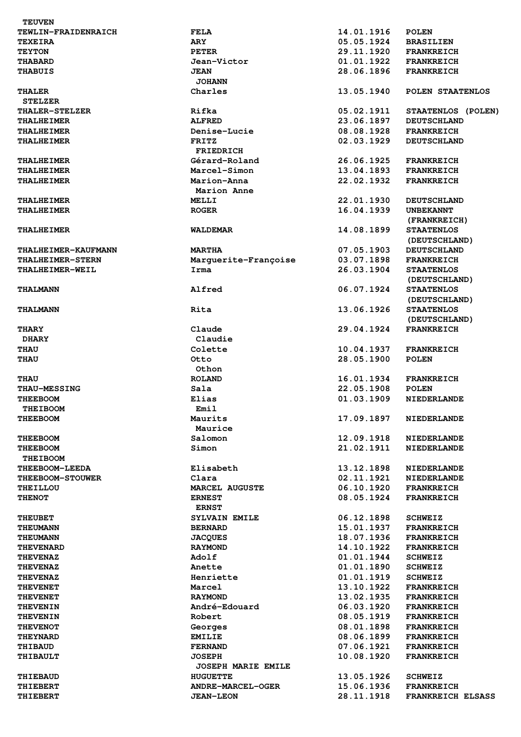| | | | |
|---|---|---|---|
| TEUVEN | | | |
| TEWLIN-FRAIDENRAICH | FELA | 14.01.1916 | POLEN |
| TEXEIRA | ARY | 05.05.1924 | BRASILIEN |
| TEYTON | PETER | 29.11.1920 | FRANKREICH |
| THABARD | Jean-Victor | 01.01.1922 | FRANKREICH |
| THABUIS | JEAN<br>JOHANN | 28.06.1896 | FRANKREICH |
| THALER<br>STELZER | Charles | 13.05.1940 | POLEN STAATENLOS |
| THALER-STELZER | Rifka | 05.02.1911 | STAATENLOS (POLEN) |
| THALHEIMER | ALFRED | 23.06.1897 | DEUTSCHLAND |
| THALHEIMER | Denise-Lucie | 08.08.1928 | FRANKREICH |
| THALHEIMER | FRITZ<br>FRIEDRICH | 02.03.1929 | DEUTSCHLAND |
| THALHEIMER | Gérard-Roland | 26.06.1925 | FRANKREICH |
| THALHEIMER | Marcel-Simon | 13.04.1893 | FRANKREICH |
| THALHEIMER | Marion-Anna<br>Marion Anne | 22.02.1932 | FRANKREICH |
| THALHEIMER | MELLI | 22.01.1930 | DEUTSCHLAND |
| THALHEIMER | ROGER | 16.04.1939 | UNBEKANNT (FRANKREICH) |
| THALHEIMER | WALDEMAR | 14.08.1899 | STAATENLOS (DEUTSCHLAND) |
| THALHEIMER-KAUFMANN | MARTHA | 07.05.1903 | DEUTSCHLAND |
| THALHEIMER-STERN | Marguerite-Françoise | 03.07.1898 | FRANKREICH |
| THALHEIMER-WEIL | Irma | 26.03.1904 | STAATENLOS (DEUTSCHLAND) |
| THALMANN | Alfred | 06.07.1924 | STAATENLOS (DEUTSCHLAND) |
| THALMANN | Rita | 13.06.1926 | STAATENLOS (DEUTSCHLAND) |
| THARY<br>DHARY | Claude<br>Claudie | 29.04.1924 | FRANKREICH |
| THAU | Colette | 10.04.1937 | FRANKREICH |
| THAU | Otto<br>Othon | 28.05.1900 | POLEN |
| THAU | ROLAND | 16.01.1934 | FRANKREICH |
| THAU-MESSING | Sala | 22.05.1908 | POLEN |
| THEEBOOM<br>THEIBOOM | Elias<br>Emil | 01.03.1909 | NIEDERLANDE |
| THEEBOOM | Maurits<br>Maurice | 17.09.1897 | NIEDERLANDE |
| THEEBOOM | Salomon | 12.09.1918 | NIEDERLANDE |
| THEEBOOM<br>THEIBOOM | Simon | 21.02.1911 | NIEDERLANDE |
| THEEBOOM-LEEDA | Elisabeth | 13.12.1898 | NIEDERLANDE |
| THEEBOOM-STOUWER | Clara | 02.11.1921 | NIEDERLANDE |
| THEILLOU | MARCEL AUGUSTE | 06.10.1920 | FRANKREICH |
| THENOT | ERNEST<br>ERNST | 08.05.1924 | FRANKREICH |
| THEUBET | SYLVAIN EMILE | 06.12.1898 | SCHWEIZ |
| THEUMANN | BERNARD | 15.01.1937 | FRANKREICH |
| THEUMANN | JACQUES | 18.07.1936 | FRANKREICH |
| THEVENARD | RAYMOND | 14.10.1922 | FRANKREICH |
| THEVENAZ | Adolf | 01.01.1944 | SCHWEIZ |
| THEVENAZ | Anette | 01.01.1890 | SCHWEIZ |
| THEVENAZ | Henriette | 01.01.1919 | SCHWEIZ |
| THEVENET | Marcel | 13.10.1922 | FRANKREICH |
| THEVENET | RAYMOND | 13.02.1935 | FRANKREICH |
| THEVENIN | André-Edouard | 06.03.1920 | FRANKREICH |
| THEVENIN | Robert | 08.05.1919 | FRANKREICH |
| THEVENOT | Georges | 08.01.1898 | FRANKREICH |
| THEYNARD | EMILIE | 08.06.1899 | FRANKREICH |
| THIBAUD | FERNAND | 07.06.1921 | FRANKREICH |
| THIBAULT | JOSEPH<br>JOSEPH MARIE EMILE | 10.08.1920 | FRANKREICH |
| THIEBAUD | HUGUETTE | 13.05.1926 | SCHWEIZ |
| THIEBERT | ANDRE-MARCEL-OGER | 15.06.1936 | FRANKREICH |
| THIEBERT | JEAN-LEON | 28.11.1918 | FRANKREICH ELSASS |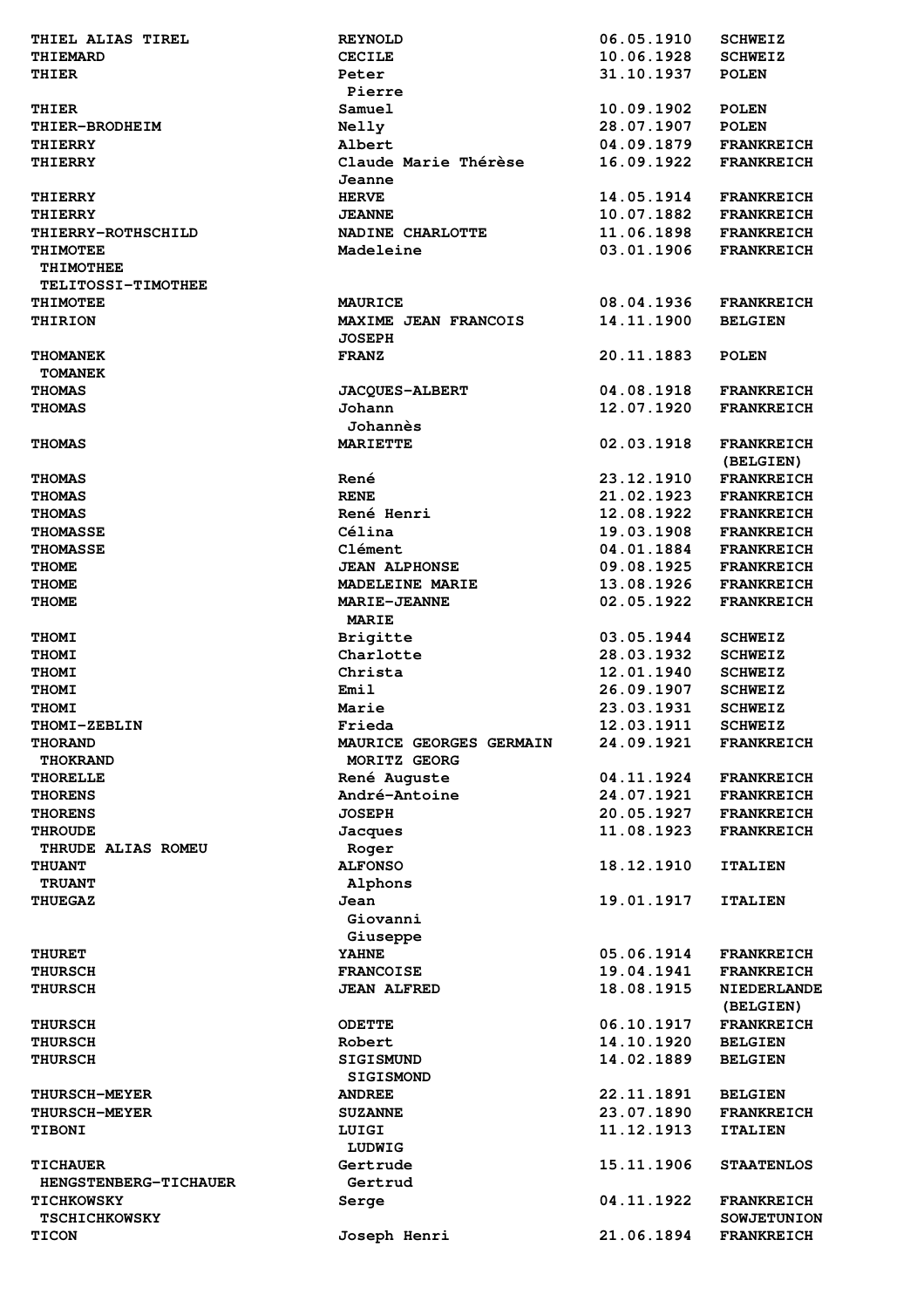| | | | |
|---|---|---|---|
| **THIEL ALIAS TIREL** | **REYNOLD** | **06.05.1910** | **SCHWEIZ** |
| **THIEMARD** | **CECILE** | **10.06.1928** | **SCHWEIZ** |
| **THIER** | **Peter**<br>**Pierre** | **31.10.1937** | **POLEN** |
| **THIER** | **Samuel** | **10.09.1902** | **POLEN** |
| **THIER-BRODHEIM** | **Nelly** | **28.07.1907** | **POLEN** |
| **THIERRY** | **Albert** | **04.09.1879** | **FRANKREICH** |
| **THIERRY** | **Claude Marie Thérèse**<br>**Jeanne** | **16.09.1922** | **FRANKREICH** |
| **THIERRY** | **HERVE** | **14.05.1914** | **FRANKREICH** |
| **THIERRY** | **JEANNE** | **10.07.1882** | **FRANKREICH** |
| **THIERRY-ROTHSCHILD** | **NADINE CHARLOTTE** | **11.06.1898** | **FRANKREICH** |
| **THIMOTEE**<br>**THIMOTHEE**<br>**TELITOSSI-TIMOTHEE** | **Madeleine** | **03.01.1906** | **FRANKREICH** |
| **THIMOTEE** | **MAURICE** | **08.04.1936** | **FRANKREICH** |
| **THIRION** | **MAXIME JEAN FRANCOIS**<br>**JOSEPH** | **14.11.1900** | **BELGIEN** |
| **THOMANEK**<br>**TOMANEK** | **FRANZ** | **20.11.1883** | **POLEN** |
| **THOMAS** | **JACQUES-ALBERT** | **04.08.1918** | **FRANKREICH** |
| **THOMAS** | **Johann**<br>**Johannès** | **12.07.1920** | **FRANKREICH** |
| **THOMAS** | **MARIETTE** | **02.03.1918** | **FRANKREICH**<br>**(BELGIEN)** |
| **THOMAS** | **René** | **23.12.1910** | **FRANKREICH** |
| **THOMAS** | **RENE** | **21.02.1923** | **FRANKREICH** |
| **THOMAS** | **René Henri** | **12.08.1922** | **FRANKREICH** |
| **THOMASSE** | **Célina** | **19.03.1908** | **FRANKREICH** |
| **THOMASSE** | **Clément** | **04.01.1884** | **FRANKREICH** |
| **THOME** | **JEAN ALPHONSE** | **09.08.1925** | **FRANKREICH** |
| **THOME** | **MADELEINE MARIE** | **13.08.1926** | **FRANKREICH** |
| **THOME** | **MARIE-JEANNE**<br>**MARIE** | **02.05.1922** | **FRANKREICH** |
| **THOMI** | **Brigitte** | **03.05.1944** | **SCHWEIZ** |
| **THOMI** | **Charlotte** | **28.03.1932** | **SCHWEIZ** |
| **THOMI** | **Christa** | **12.01.1940** | **SCHWEIZ** |
| **THOMI** | **Emil** | **26.09.1907** | **SCHWEIZ** |
| **THOMI** | **Marie** | **23.03.1931** | **SCHWEIZ** |
| **THOMI-ZEBLIN** | **Frieda** | **12.03.1911** | **SCHWEIZ** |
| **THORAND**<br>**THOKRAND** | **MAURICE GEORGES GERMAIN**<br>**MORITZ GEORG** | **24.09.1921** | **FRANKREICH** |
| **THORELLE** | **René Auguste** | **04.11.1924** | **FRANKREICH** |
| **THORENS** | **André-Antoine** | **24.07.1921** | **FRANKREICH** |
| **THORENS** | **JOSEPH** | **20.05.1927** | **FRANKREICH** |
| **THROUDE**<br>**THRUDE ALIAS ROMEU** | **Jacques**<br>**Roger** | **11.08.1923** | **FRANKREICH** |
| **THUANT**<br>**TRUANT** | **ALFONSO**<br>**Alphons** | **18.12.1910** | **ITALIEN** |
| **THUEGAZ** | **Jean**<br>**Giovanni**<br>**Giuseppe** | **19.01.1917** | **ITALIEN** |
| **THURET** | **YAHNE** | **05.06.1914** | **FRANKREICH** |
| **THURSCH** | **FRANCOISE** | **19.04.1941** | **FRANKREICH** |
| **THURSCH** | **JEAN ALFRED** | **18.08.1915** | **NIEDERLANDE**<br>**(BELGIEN)** |
| **THURSCH** | **ODETTE** | **06.10.1917** | **FRANKREICH** |
| **THURSCH** | **Robert** | **14.10.1920** | **BELGIEN** |
| **THURSCH** | **SIGISMUND**<br>**SIGISMOND** | **14.02.1889** | **BELGIEN** |
| **THURSCH-MEYER** | **ANDREE** | **22.11.1891** | **BELGIEN** |
| **THURSCH-MEYER** | **SUZANNE** | **23.07.1890** | **FRANKREICH** |
| **TIBONI** | **LUIGI**<br>**LUDWIG** | **11.12.1913** | **ITALIEN** |
| **TICHAUER**<br>**HENGSTENBERG-TICHAUER** | **Gertrude**<br>**Gertrud** | **15.11.1906** | **STAATENLOS** |
| **TICHKOWSKY**<br>**TSCHICHKOWSKY** | **Serge** | **04.11.1922** | **FRANKREICH**<br>**SOWJETUNION** |
| **TICON** | **Joseph Henri** | **21.06.1894** | **FRANKREICH** |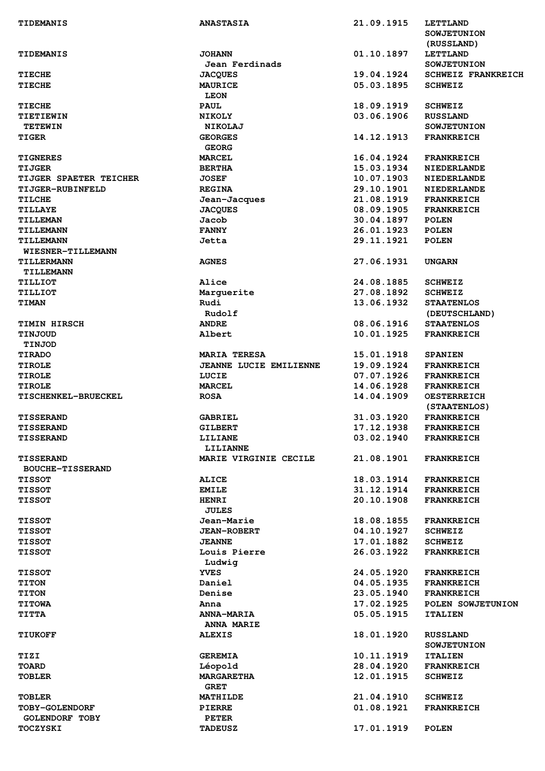| | | | |
|---|---|---|---|
| TIDEMANIS | ANASTASIA | 21.09.1915 | LETTLAND SOWJETUNION (RUSSLAND) |
| TIDEMANIS | JOHANN Jean Ferdinads | 01.10.1897 | LETTLAND SOWJETUNION |
| TIECHE | JACQUES | 19.04.1924 | SCHWEIZ FRANKREICH |
| TIECHE | MAURICE LEON | 05.03.1895 | SCHWEIZ |
| TIECHE | PAUL | 18.09.1919 | SCHWEIZ |
| TIETIEWIN TETEWIN | NIKOLY NIKOLAJ | 03.06.1906 | RUSSLAND SOWJETUNION |
| TIGER | GEORGES GEORG | 14.12.1913 | FRANKREICH |
| TIGNERES | MARCEL | 16.04.1924 | FRANKREICH |
| TIJGER | BERTHA | 15.03.1934 | NIEDERLANDE |
| TIJGER SPAETER TEICHER | JOSEF | 10.07.1903 | NIEDERLANDE |
| TIJGER-RUBINFELD | REGINA | 29.10.1901 | NIEDERLANDE |
| TILCHE | Jean-Jacques | 21.08.1919 | FRANKREICH |
| TILLAYE | JACQUES | 08.09.1905 | FRANKREICH |
| TILLEMAN | Jacob | 30.04.1897 | POLEN |
| TILLEMANN | FANNY | 26.01.1923 | POLEN |
| TILLEMANN WIESNER-TILLEMANN | Jetta | 29.11.1921 | POLEN |
| TILLERMANN TILLEMANN | AGNES | 27.06.1931 | UNGARN |
| TILLIOT | Alice | 24.08.1885 | SCHWEIZ |
| TILLIOT | Marguerite | 27.08.1892 | SCHWEIZ |
| TIMAN | Rudi Rudolf | 13.06.1932 | STAATENLOS (DEUTSCHLAND) |
| TIMIN HIRSCH | ANDRE | 08.06.1916 | STAATENLOS |
| TINJOUD TINJOD | Albert | 10.01.1925 | FRANKREICH |
| TIRADO | MARIA TERESA | 15.01.1918 | SPANIEN |
| TIROLE | JEANNE LUCIE EMILIENNE | 19.09.1924 | FRANKREICH |
| TIROLE | LUCIE | 07.07.1926 | FRANKREICH |
| TIROLE | MARCEL | 14.06.1928 | FRANKREICH |
| TISCHENKEL-BRUECKEL | ROSA | 14.04.1909 | OESTERREICH (STAATENLOS) |
| TISSERAND | GABRIEL | 31.03.1920 | FRANKREICH |
| TISSERAND | GILBERT | 17.12.1938 | FRANKREICH |
| TISSERAND | LILIANE LILIANNE | 03.02.1940 | FRANKREICH |
| TISSERAND BOUCHE-TISSERAND | MARIE VIRGINIE CECILE | 21.08.1901 | FRANKREICH |
| TISSOT | ALICE | 18.03.1914 | FRANKREICH |
| TISSOT | EMILE | 31.12.1914 | FRANKREICH |
| TISSOT | HENRI JULES | 20.10.1908 | FRANKREICH |
| TISSOT | Jean-Marie | 18.08.1855 | FRANKREICH |
| TISSOT | JEAN-ROBERT | 04.10.1927 | SCHWEIZ |
| TISSOT | JEANNE | 17.01.1882 | SCHWEIZ |
| TISSOT | Louis Pierre Ludwig | 26.03.1922 | FRANKREICH |
| TISSOT | YVES | 24.05.1920 | FRANKREICH |
| TITON | Daniel | 04.05.1935 | FRANKREICH |
| TITON | Denise | 23.05.1940 | FRANKREICH |
| TITOWA | Anna | 17.02.1925 | POLEN SOWJETUNION |
| TITTA | ANNA-MARIA ANNA MARIE | 05.05.1915 | ITALIEN |
| TIUKOFF | ALEXIS | 18.01.1920 | RUSSLAND SOWJETUNION |
| TIZI | GEREMIA | 10.11.1919 | ITALIEN |
| TOARD | Léopold | 28.04.1920 | FRANKREICH |
| TOBLER | MARGARETHA GRET | 12.01.1915 | SCHWEIZ |
| TOBLER | MATHILDE | 21.04.1910 | SCHWEIZ |
| TOBY-GOLENDORF GOLENDORF TOBY | PIERRE PETER | 01.08.1921 | FRANKREICH |
| TOCZYSKI | TADEUSZ | 17.01.1919 | POLEN |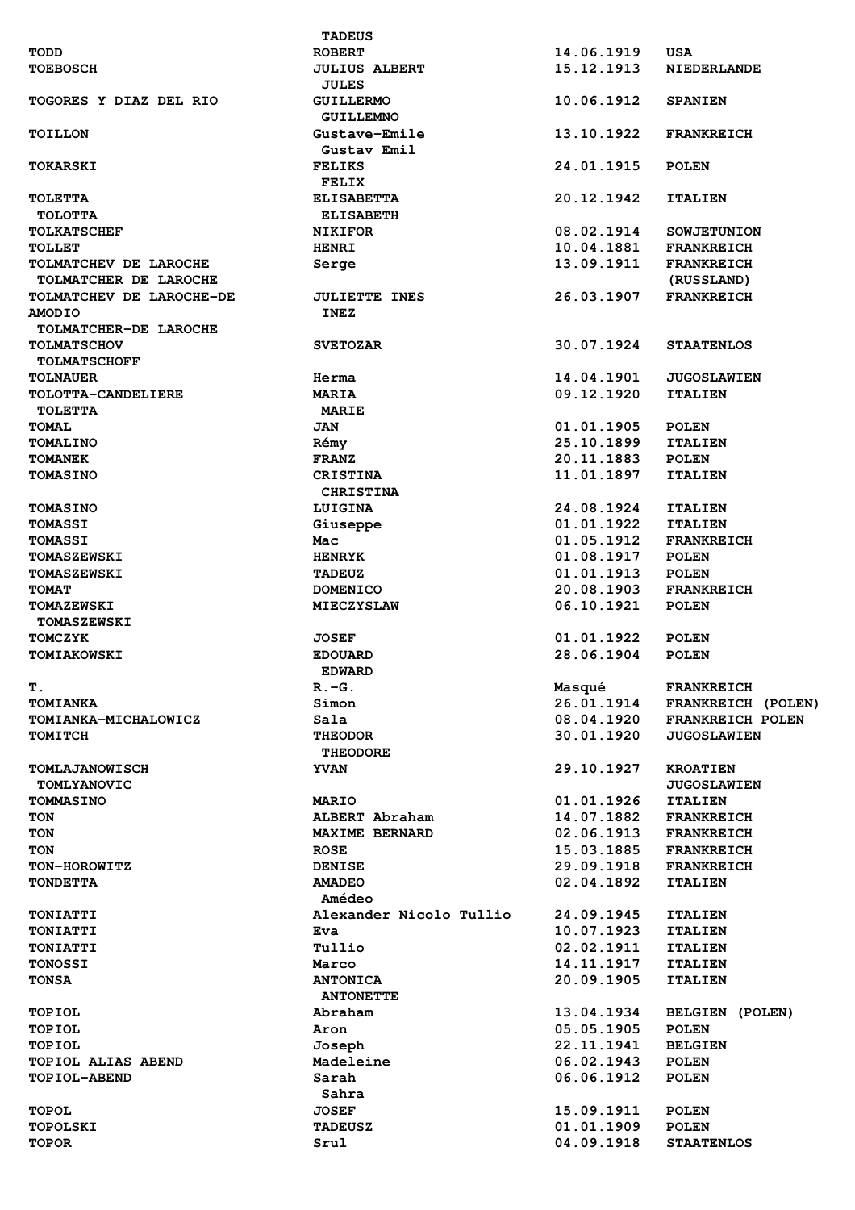| | | | |
|---|---|---|---|
| | TADEUS | | |
| TODD | ROBERT | 14.06.1919 | USA |
| TOEBOSCH | JULIUS ALBERT<br>JULES | 15.12.1913 | NIEDERLANDE |
| TOGORES Y DIAZ DEL RIO | GUILLERMO<br>GUILLEMNO | 10.06.1912 | SPANIEN |
| TOILLON | Gustave-Emile<br>Gustav Emil | 13.10.1922 | FRANKREICH |
| TOKARSKI | FELIKS<br>FELIX | 24.01.1915 | POLEN |
| TOLETTA<br>TOLOTTA | ELISABETTA<br>ELISABETH | 20.12.1942 | ITALIEN |
| TOLKATSCHEF | NIKIFOR | 08.02.1914 | SOWJETUNION |
| TOLLET | HENRI | 10.04.1881 | FRANKREICH |
| TOLMATCHEV DE LAROCHE<br>TOLMATCHER DE LAROCHE | Serge | 13.09.1911 | FRANKREICH<br>(RUSSLAND) |
| TOLMATCHEV DE LAROCHE-DE AMODIO<br>TOLMATCHER-DE LAROCHE | JULIETTE INES<br>INEZ | 26.03.1907 | FRANKREICH |
| TOLMATSCHOV<br>TOLMATSCHOFF | SVETOZAR | 30.07.1924 | STAATENLOS |
| TOLNAUER | Herma | 14.04.1901 | JUGOSLAWIEN |
| TOLOTTA-CANDELIERE<br>TOLETTA | MARIA<br>MARIE | 09.12.1920 | ITALIEN |
| TOMAL | JAN | 01.01.1905 | POLEN |
| TOMALINO | Rémy | 25.10.1899 | ITALIEN |
| TOMANEK | FRANZ | 20.11.1883 | POLEN |
| TOMASINO | CRISTINA<br>CHRISTINA | 11.01.1897 | ITALIEN |
| TOMASINO | LUIGINA | 24.08.1924 | ITALIEN |
| TOMASSI | Giuseppe | 01.01.1922 | ITALIEN |
| TOMASSI | Mac | 01.05.1912 | FRANKREICH |
| TOMASZEWSKI | HENRYK | 01.08.1917 | POLEN |
| TOMASZEWSKI | TADEUZ | 01.01.1913 | POLEN |
| TOMAT | DOMENICO | 20.08.1903 | FRANKREICH |
| TOMAZEWSKI<br>TOMASZEWSKI | MIECZYSLAW | 06.10.1921 | POLEN |
| TOMCZYK | JOSEF | 01.01.1922 | POLEN |
| TOMIAKOWSKI | EDOUARD<br>EDWARD | 28.06.1904 | POLEN |
| T. | R.-G. | Masqué | FRANKREICH |
| TOMIANKA | Simon | 26.01.1914 | FRANKREICH (POLEN) |
| TOMIANKA-MICHALOWICZ | Sala | 08.04.1920 | FRANKREICH POLEN |
| TOMITCH | THEODOR<br>THEODORE | 30.01.1920 | JUGOSLAWIEN |
| TOMLAJANOWISCH<br>TOMLYANOVIC | YVAN | 29.10.1927 | KROATIEN<br>JUGOSLAWIEN |
| TOMMASINO | MARIO | 01.01.1926 | ITALIEN |
| TON | ALBERT Abraham | 14.07.1882 | FRANKREICH |
| TON | MAXIME BERNARD | 02.06.1913 | FRANKREICH |
| TON | ROSE | 15.03.1885 | FRANKREICH |
| TON-HOROWITZ | DENISE | 29.09.1918 | FRANKREICH |
| TONDETTA | AMADEO<br>Amédeo | 02.04.1892 | ITALIEN |
| TONIATTI | Alexander Nicolo Tullio | 24.09.1945 | ITALIEN |
| TONIATTI | Eva | 10.07.1923 | ITALIEN |
| TONIATTI | Tullio | 02.02.1911 | ITALIEN |
| TONOSSI | Marco | 14.11.1917 | ITALIEN |
| TONSA | ANTONICA<br>ANTONETTE | 20.09.1905 | ITALIEN |
| TOPIOL | Abraham | 13.04.1934 | BELGIEN (POLEN) |
| TOPIOL | Aron | 05.05.1905 | POLEN |
| TOPIOL | Joseph | 22.11.1941 | BELGIEN |
| TOPIOL ALIAS ABEND | Madeleine | 06.02.1943 | POLEN |
| TOPIOL-ABEND | Sarah<br>Sahra | 06.06.1912 | POLEN |
| TOPOL | JOSEF | 15.09.1911 | POLEN |
| TOPOLSKI | TADEUSZ | 01.01.1909 | POLEN |
| TOPOR | Srul | 04.09.1918 | STAATENLOS |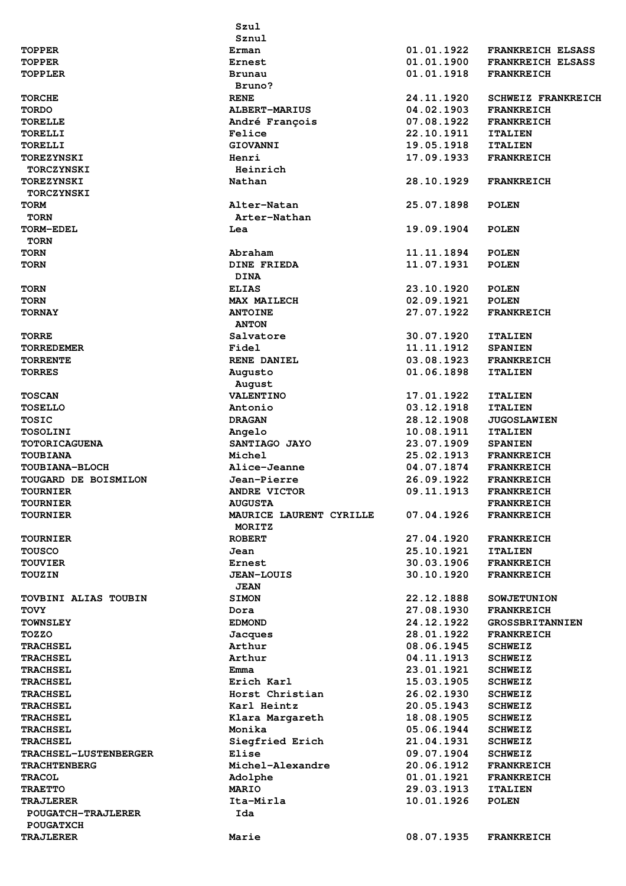| | | | |
|---|---|---|---|
| | Szul<br>Sznul | | |
| TOPPER | Erman | 01.01.1922 | FRANKREICH ELSASS |
| TOPPER | Ernest | 01.01.1900 | FRANKREICH ELSASS |
| TOPPLER | Brunau<br>Bruno? | 01.01.1918 | FRANKREICH |
| TORCHE | RENE | 24.11.1920 | SCHWEIZ FRANKREICH |
| TORDO | ALBERT-MARIUS | 04.02.1903 | FRANKREICH |
| TORELLE | André François | 07.08.1922 | FRANKREICH |
| TORELLI | Felice | 22.10.1911 | ITALIEN |
| TORELLI | GIOVANNI | 19.05.1918 | ITALIEN |
| TOREZYNSKI<br>TORCZYNSKI | Henri<br>Heinrich | 17.09.1933 | FRANKREICH |
| TOREZYNSKI<br>TORCZYNSKI | Nathan | 28.10.1929 | FRANKREICH |
| TORM<br>TORN | Alter-Natan<br>Arter-Nathan | 25.07.1898 | POLEN |
| TORM-EDEL<br>TORN | Lea | 19.09.1904 | POLEN |
| TORN | Abraham | 11.11.1894 | POLEN |
| TORN | DINE FRIEDA<br>DINA | 11.07.1931 | POLEN |
| TORN | ELIAS | 23.10.1920 | POLEN |
| TORN | MAX MAILECH | 02.09.1921 | POLEN |
| TORNAY | ANTOINE<br>ANTON | 27.07.1922 | FRANKREICH |
| TORRE | Salvatore | 30.07.1920 | ITALIEN |
| TORREDEMER | Fidel | 11.11.1912 | SPANIEN |
| TORRENTE | RENE DANIEL | 03.08.1923 | FRANKREICH |
| TORRES | Augusto<br>August | 01.06.1898 | ITALIEN |
| TOSCAN | VALENTINO | 17.01.1922 | ITALIEN |
| TOSELLO | Antonio | 03.12.1918 | ITALIEN |
| TOSIC | DRAGAN | 28.12.1908 | JUGOSLAWIEN |
| TOSOLINI | Angelo | 10.08.1911 | ITALIEN |
| TOTORICAGUENA | SANTIAGO JAYO | 23.07.1909 | SPANIEN |
| TOUBIANA | Michel | 25.02.1913 | FRANKREICH |
| TOUBIANA-BLOCH | Alice-Jeanne | 04.07.1874 | FRANKREICH |
| TOUGARD DE BOISMILON | Jean-Pierre | 26.09.1922 | FRANKREICH |
| TOURNIER | ANDRE VICTOR | 09.11.1913 | FRANKREICH |
| TOURNIER | AUGUSTA | | FRANKREICH |
| TOURNIER | MAURICE LAURENT CYRILLE<br>MORITZ | 07.04.1926 | FRANKREICH |
| TOURNIER | ROBERT | 27.04.1920 | FRANKREICH |
| TOUSCO | Jean | 25.10.1921 | ITALIEN |
| TOUVIER | Ernest | 30.03.1906 | FRANKREICH |
| TOUZIN | JEAN-LOUIS<br>JEAN | 30.10.1920 | FRANKREICH |
| TOVBINI ALIAS TOUBIN | SIMON | 22.12.1888 | SOWJETUNION |
| TOVY | Dora | 27.08.1930 | FRANKREICH |
| TOWNSLEY | EDMOND | 24.12.1922 | GROSSBRITANNIEN |
| TOZZO | Jacques | 28.01.1922 | FRANKREICH |
| TRACHSEL | Arthur | 08.06.1945 | SCHWEIZ |
| TRACHSEL | Arthur | 04.11.1913 | SCHWEIZ |
| TRACHSEL | Emma | 23.01.1921 | SCHWEIZ |
| TRACHSEL | Erich Karl | 15.03.1905 | SCHWEIZ |
| TRACHSEL | Horst Christian | 26.02.1930 | SCHWEIZ |
| TRACHSEL | Karl Heintz | 20.05.1943 | SCHWEIZ |
| TRACHSEL | Klara Margareth | 18.08.1905 | SCHWEIZ |
| TRACHSEL | Monika | 05.06.1944 | SCHWEIZ |
| TRACHSEL | Siegfried Erich | 21.04.1931 | SCHWEIZ |
| TRACHSEL-LUSTENBERGER | Elise | 09.07.1904 | SCHWEIZ |
| TRACHTENBERG | Michel-Alexandre | 20.06.1912 | FRANKREICH |
| TRACOL | Adolphe | 01.01.1921 | FRANKREICH |
| TRAETTO | MARIO | 29.03.1913 | ITALIEN |
| TRAJLERER<br>POUGATCH-TRAJLERER<br>POUGATXCH | Ita-Mirla<br>Ida | 10.01.1926 | POLEN |
| TRAJLERER | Marie | 08.07.1935 | FRANKREICH |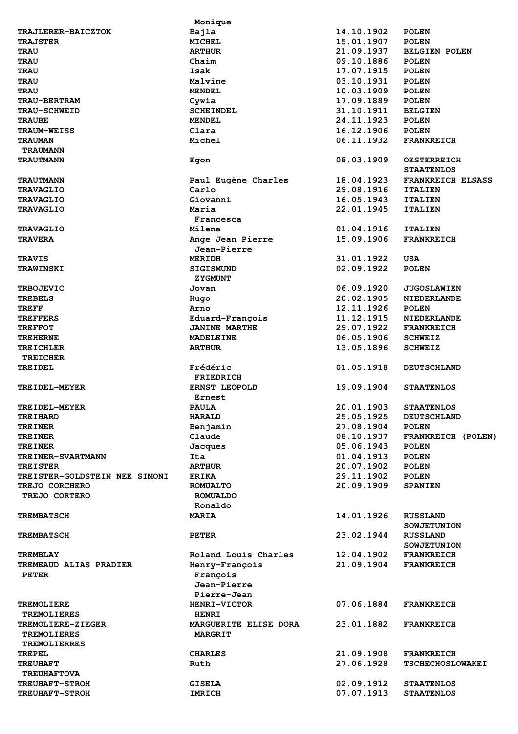| | | | |
|---|---|---|---|
| | Monique | | |
| TRAJLERER-BAICZTOK | Bajla | 14.10.1902 | POLEN |
| TRAJSTER | MICHEL | 15.01.1907 | POLEN |
| TRAU | ARTHUR | 21.09.1937 | BELGIEN POLEN |
| TRAU | Chaim | 09.10.1886 | POLEN |
| TRAU | Isak | 17.07.1915 | POLEN |
| TRAU | Malvine | 03.10.1931 | POLEN |
| TRAU | MENDEL | 10.03.1909 | POLEN |
| TRAU-BERTRAM | Cywia | 17.09.1889 | POLEN |
| TRAU-SCHWEID | SCHEINDEL | 31.10.1911 | BELGIEN |
| TRAUBE | MENDEL | 24.11.1923 | POLEN |
| TRAUM-WEISS | Clara | 16.12.1906 | POLEN |
| TRAUMAN<br>TRAUMANN | Michel | 06.11.1932 | FRANKREICH |
| TRAUTMANN | Egon | 08.03.1909 | OESTERREICH<br>STAATENLOS |
| TRAUTMANN | Paul Eugène Charles | 18.04.1923 | FRANKREICH ELSASS |
| TRAVAGLIO | Carlo | 29.08.1916 | ITALIEN |
| TRAVAGLIO | Giovanni | 16.05.1943 | ITALIEN |
| TRAVAGLIO | Maria<br>Francesca | 22.01.1945 | ITALIEN |
| TRAVAGLIO | Milena | 01.04.1916 | ITALIEN |
| TRAVERA | Ange Jean Pierre<br>Jean-Pierre | 15.09.1906 | FRANKREICH |
| TRAVIS | MERIDH | 31.01.1922 | USA |
| TRAWINSKI | SIGISMUND<br>ZYGMUNT | 02.09.1922 | POLEN |
| TRBOJEVIC | Jovan | 06.09.1920 | JUGOSLAWIEN |
| TREBELS | Hugo | 20.02.1905 | NIEDERLANDE |
| TREFF | Arno | 12.11.1926 | POLEN |
| TREFFERS | Eduard-François | 11.12.1915 | NIEDERLANDE |
| TREFFOT | JANINE MARTHE | 29.07.1922 | FRANKREICH |
| TREHERNE | MADELEINE | 06.05.1906 | SCHWEIZ |
| TREICHLER<br>TREICHER | ARTHUR | 13.05.1896 | SCHWEIZ |
| TREIDEL | Frédéric<br>FRIEDRICH | 01.05.1918 | DEUTSCHLAND |
| TREIDEL-MEYER | ERNST LEOPOLD<br>Ernest | 19.09.1904 | STAATENLOS |
| TREIDEL-MEYER | PAULA | 20.01.1903 | STAATENLOS |
| TREIHARD | HARALD | 25.05.1925 | DEUTSCHLAND |
| TREINER | Benjamin | 27.08.1904 | POLEN |
| TREINER | Claude | 08.10.1937 | FRANKREICH (POLEN) |
| TREINER | Jacques | 05.06.1943 | POLEN |
| TREINER-SVARTMANN | Ita | 01.04.1913 | POLEN |
| TREISTER | ARTHUR | 20.07.1902 | POLEN |
| TREISTER-GOLDSTEIN NEE SIMONI | ERIKA | 29.11.1902 | POLEN |
| TREJO CORCHERO<br>TREJO CORTERO | ROMUALTO<br>ROMUALDO<br>Ronaldo | 20.09.1909 | SPANIEN |
| TREMBATSCH | MARIA | 14.01.1926 | RUSSLAND<br>SOWJETUNION |
| TREMBATSCH | PETER | 23.02.1944 | RUSSLAND<br>SOWJETUNION |
| TREMBLAY | Roland Louis Charles | 12.04.1902 | FRANKREICH |
| TREMEAUD ALIAS PRADIER<br>PETER | Henry-François<br>François<br>Jean-Pierre<br>Pierre-Jean | 21.09.1904 | FRANKREICH |
| TREMOLIERE<br>TREMOLIERES | HENRI-VICTOR<br>HENRI | 07.06.1884 | FRANKREICH |
| TREMOLIERE-ZIEGER<br>TREMOLIERES<br>TREMOLIERRES | MARGUERITE ELISE DORA<br>MARGRIT | 23.01.1882 | FRANKREICH |
| TREPEL | CHARLES | 21.09.1908 | FRANKREICH |
| TREUHAFT<br>TREUHAFTOVA | Ruth | 27.06.1928 | TSCHECHOSLOWAKEI |
| TREUHAFT-STROH | GISELA | 02.09.1912 | STAATENLOS |
| TREUHAFT-STROH | IMRICH | 07.07.1913 | STAATENLOS |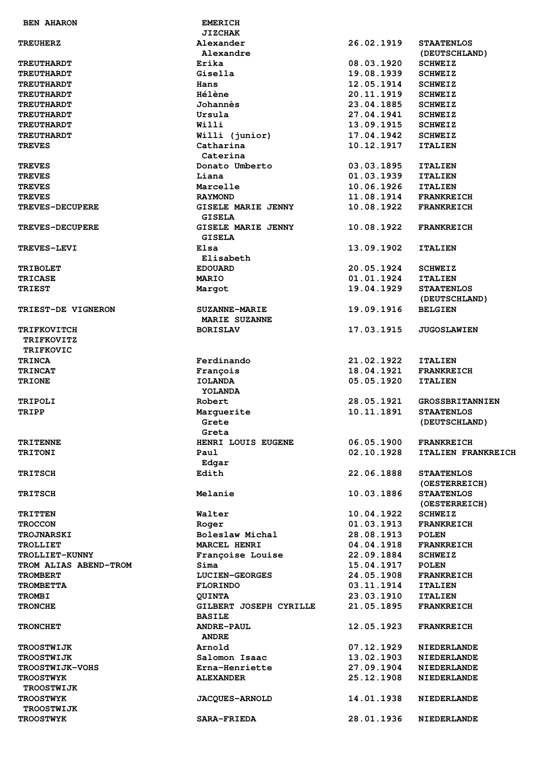| | | | |
|---|---|---|---|
| BEN AHARON | EMERICH JIZCHAK | | |
| TREUHERZ | Alexander Alexandre | 26.02.1919 | STAATENLOS (DEUTSCHLAND) |
| TREUTHARDT | Erika | 08.03.1920 | SCHWEIZ |
| TREUTHARDT | Gisella | 19.08.1939 | SCHWEIZ |
| TREUTHARDT | Hans | 12.05.1914 | SCHWEIZ |
| TREUTHARDT | Hélène | 20.11.1919 | SCHWEIZ |
| TREUTHARDT | Johannès | 23.04.1885 | SCHWEIZ |
| TREUTHARDT | Ursula | 27.04.1941 | SCHWEIZ |
| TREUTHARDT | Willi | 13.09.1915 | SCHWEIZ |
| TREUTHARDT | Willi (junior) | 17.04.1942 | SCHWEIZ |
| TREVES | Catharina Caterina | 10.12.1917 | ITALIEN |
| TREVES | Donato Umberto | 03.03.1895 | ITALIEN |
| TREVES | Liana | 01.03.1939 | ITALIEN |
| TREVES | Marcelle | 10.06.1926 | ITALIEN |
| TREVES | RAYMOND | 11.08.1914 | FRANKREICH |
| TREVES-DECUPERE | GISELE MARIE JENNY GISELA | 10.08.1922 | FRANKREICH |
| TREVES-DECUPERE | GISELE MARIE JENNY GISELA | 10.08.1922 | FRANKREICH |
| TREVES-LEVI | Elsa Elisabeth | 13.09.1902 | ITALIEN |
| TRIBOLET | EDOUARD | 20.05.1924 | SCHWEIZ |
| TRICASE | MARIO | 01.01.1924 | ITALIEN |
| TRIEST | Margot | 19.04.1929 | STAATENLOS (DEUTSCHLAND) |
| TRIEST-DE VIGNERON | SUZANNE-MARIE MARIE SUZANNE | 19.09.1916 | BELGIEN |
| TRIFKOVITCH TRIFKOVITZ TRIFKOVIC | BORISLAV | 17.03.1915 | JUGOSLAWIEN |
| TRINCA | Ferdinando | 21.02.1922 | ITALIEN |
| TRINCAT | François | 18.04.1921 | FRANKREICH |
| TRIONE | IOLANDA YOLANDA | 05.05.1920 | ITALIEN |
| TRIPOLI | Robert | 28.05.1921 | GROSSBRITANNIEN |
| TRIPP | Marguerite Grete Greta | 10.11.1891 | STAATENLOS (DEUTSCHLAND) |
| TRITENNE | HENRI LOUIS EUGENE | 06.05.1900 | FRANKREICH |
| TRITONI | Paul Edgar | 02.10.1928 | ITALIEN FRANKREICH |
| TRITSCH | Edith | 22.06.1888 | STAATENLOS (OESTERREICH) |
| TRITSCH | Melanie | 10.03.1886 | STAATENLOS (OESTERREICH) |
| TRITTEN | Walter | 10.04.1922 | SCHWEIZ |
| TROCCON | Roger | 01.03.1913 | FRANKREICH |
| TROJNARSKI | Boleslaw Michal | 28.08.1913 | POLEN |
| TROLLIET | MARCEL HENRI | 04.04.1918 | FRANKREICH |
| TROLLIET-KUNNY | Françoise Louise | 22.09.1884 | SCHWEIZ |
| TROM ALIAS ABEND-TROM | Sima | 15.04.1917 | POLEN |
| TROMBERT | LUCIEN-GEORGES | 24.05.1908 | FRANKREICH |
| TROMBETTA | FLORINDO | 03.11.1914 | ITALIEN |
| TROMBI | QUINTA | 23.03.1910 | ITALIEN |
| TRONCHE | GILBERT JOSEPH CYRILLE BASILE | 21.05.1895 | FRANKREICH |
| TRONCHET | ANDRE-PAUL ANDRE | 12.05.1923 | FRANKREICH |
| TROOSTWIJK | Arnold | 07.12.1929 | NIEDERLANDE |
| TROOSTWIJK | Salomon Isaac | 13.02.1903 | NIEDERLANDE |
| TROOSTWIJK-VOHS | Erna-Henriette | 27.09.1904 | NIEDERLANDE |
| TROOSTWYK TROOSTWIJK | ALEXANDER | 25.12.1908 | NIEDERLANDE |
| TROOSTWYK TROOSTWIJK | JACQUES-ARNOLD | 14.01.1938 | NIEDERLANDE |
| TROOSTWYK | SARA-FRIEDA | 28.01.1936 | NIEDERLANDE |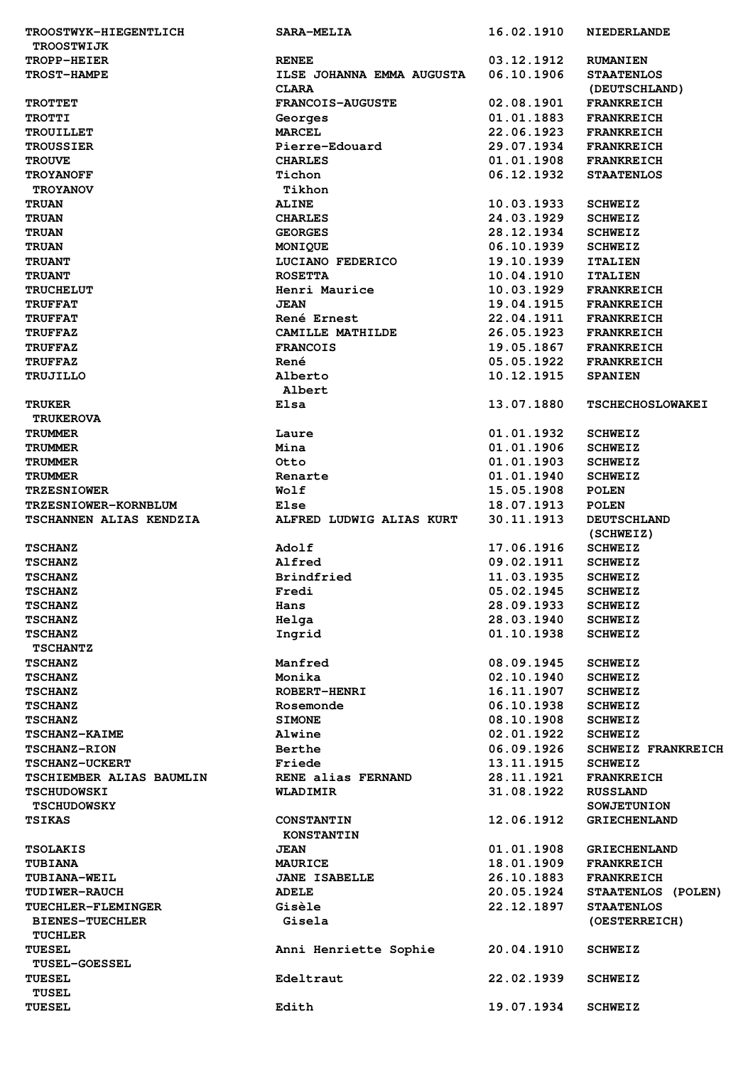| | | | |
|---|---|---|---|
| TROOSTWYK-HIEGENTLICH<br>TROOSTWIJK | SARA-MELIA | 16.02.1910 | NIEDERLANDE |
| TROPP-HEIER | RENEE | 03.12.1912 | RUMANIEN |
| TROST-HAMPE | ILSE JOHANNA EMMA AUGUSTA CLARA | 06.10.1906 | STAATENLOS (DEUTSCHLAND) |
| TROTTET | FRANCOIS-AUGUSTE | 02.08.1901 | FRANKREICH |
| TROTTI | Georges | 01.01.1883 | FRANKREICH |
| TROUILLET | MARCEL | 22.06.1923 | FRANKREICH |
| TROUSSIER | Pierre-Edouard | 29.07.1934 | FRANKREICH |
| TROUVE | CHARLES | 01.01.1908 | FRANKREICH |
| TROYANOFF<br>TROYANOV | Tichon<br>Tikhon | 06.12.1932 | STAATENLOS |
| TRUAN | ALINE | 10.03.1933 | SCHWEIZ |
| TRUAN | CHARLES | 24.03.1929 | SCHWEIZ |
| TRUAN | GEORGES | 28.12.1934 | SCHWEIZ |
| TRUAN | MONIQUE | 06.10.1939 | SCHWEIZ |
| TRUANT | LUCIANO FEDERICO | 19.10.1939 | ITALIEN |
| TRUANT | ROSETTA | 10.04.1910 | ITALIEN |
| TRUCHELUT | Henri Maurice | 10.03.1929 | FRANKREICH |
| TRUFFAT | JEAN | 19.04.1915 | FRANKREICH |
| TRUFFAT | René Ernest | 22.04.1911 | FRANKREICH |
| TRUFFAZ | CAMILLE MATHILDE | 26.05.1923 | FRANKREICH |
| TRUFFAZ | FRANCOIS | 19.05.1867 | FRANKREICH |
| TRUFFAZ | René | 05.05.1922 | FRANKREICH |
| TRUJILLO | Alberto<br>Albert | 10.12.1915 | SPANIEN |
| TRUKER<br>TRUKEROVA | Elsa | 13.07.1880 | TSCHECHOSLOWAKEI |
| TRUMMER | Laure | 01.01.1932 | SCHWEIZ |
| TRUMMER | Mina | 01.01.1906 | SCHWEIZ |
| TRUMMER | Otto | 01.01.1903 | SCHWEIZ |
| TRUMMER | Renarte | 01.01.1940 | SCHWEIZ |
| TRZESNIOWER | Wolf | 15.05.1908 | POLEN |
| TRZESNIOWER-KORNBLUM | Else | 18.07.1913 | POLEN |
| TSCHANNEN ALIAS KENDZIA | ALFRED LUDWIG ALIAS KURT | 30.11.1913 | DEUTSCHLAND (SCHWEIZ) |
| TSCHANZ | Adolf | 17.06.1916 | SCHWEIZ |
| TSCHANZ | Alfred | 09.02.1911 | SCHWEIZ |
| TSCHANZ | Brindfried | 11.03.1935 | SCHWEIZ |
| TSCHANZ | Fredi | 05.02.1945 | SCHWEIZ |
| TSCHANZ | Hans | 28.09.1933 | SCHWEIZ |
| TSCHANZ | Helga | 28.03.1940 | SCHWEIZ |
| TSCHANZ<br>TSCHANTZ | Ingrid | 01.10.1938 | SCHWEIZ |
| TSCHANZ | Manfred | 08.09.1945 | SCHWEIZ |
| TSCHANZ | Monika | 02.10.1940 | SCHWEIZ |
| TSCHANZ | ROBERT-HENRI | 16.11.1907 | SCHWEIZ |
| TSCHANZ | Rosemonde | 06.10.1938 | SCHWEIZ |
| TSCHANZ | SIMONE | 08.10.1908 | SCHWEIZ |
| TSCHANZ-KAIME | Alwine | 02.01.1922 | SCHWEIZ |
| TSCHANZ-RION | Berthe | 06.09.1926 | SCHWEIZ FRANKREICH |
| TSCHANZ-UCKERT | Friede | 13.11.1915 | SCHWEIZ |
| TSCHIEMBER ALIAS BAUMLIN | RENE alias FERNAND | 28.11.1921 | FRANKREICH |
| TSCHUDOWSKI<br>TSCHUDOWSKY | WLADIMIR | 31.08.1922 | RUSSLAND<br>SOWJETUNION |
| TSIKAS | CONSTANTIN<br>KONSTANTIN | 12.06.1912 | GRIECHENLAND |
| TSOLAKIS | JEAN | 01.01.1908 | GRIECHENLAND |
| TUBIANA | MAURICE | 18.01.1909 | FRANKREICH |
| TUBIANA-WEIL | JANE ISABELLE | 26.10.1883 | FRANKREICH |
| TUDIWER-RAUCH | ADELE | 20.05.1924 | STAATENLOS (POLEN) |
| TUECHLER-FLEMINGER<br>BIENES-TUECHLER<br>TUCHLER | Gisèle<br>Gisela | 22.12.1897 | STAATENLOS (OESTERREICH) |
| TUESEL<br>TUSEL-GOESSEL | Anni Henriette Sophie | 20.04.1910 | SCHWEIZ |
| TUESEL<br>TUSEL | Edeltraut | 22.02.1939 | SCHWEIZ |
| TUESEL | Edith | 19.07.1934 | SCHWEIZ |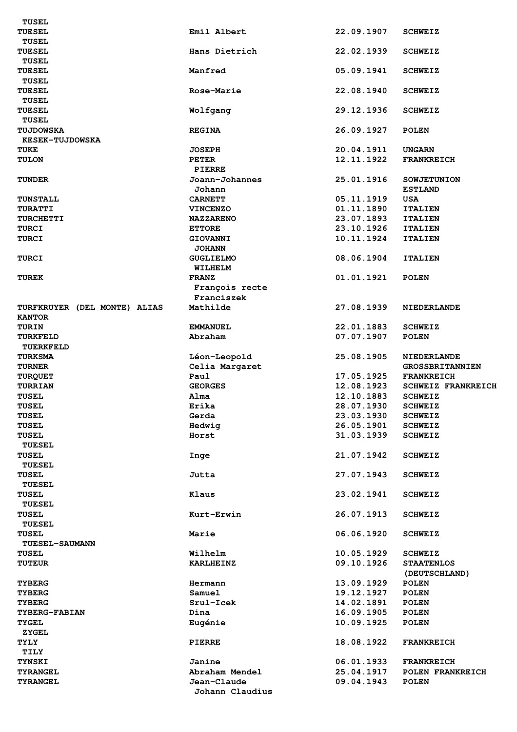| | | | |
|---|---|---|---|
| TUSEL | | | |
| TUESEL | Emil Albert | 22.09.1907 | SCHWEIZ |
| TUSEL | | | |
| TUESEL | Hans Dietrich | 22.02.1939 | SCHWEIZ |
| TUSEL | | | |
| TUESEL | Manfred | 05.09.1941 | SCHWEIZ |
| TUSEL | | | |
| TUESEL | Rose-Marie | 22.08.1940 | SCHWEIZ |
| TUSEL | | | |
| TUESEL | Wolfgang | 29.12.1936 | SCHWEIZ |
| TUSEL | | | |
| TUJDOWSKA | REGINA | 26.09.1927 | POLEN |
| KESEK-TUJDOWSKA | | | |
| TUKE | JOSEPH | 20.04.1911 | UNGARN |
| TULON | PETER | 12.11.1922 | FRANKREICH |
| | PIERRE | | |
| TUNDER | Joann-Johannes | 25.01.1916 | SOWJETUNION |
| | Johann | | ESTLAND |
| TUNSTALL | CARNETT | 05.11.1919 | USA |
| TURATTI | VINCENZO | 01.11.1890 | ITALIEN |
| TURCHETTI | NAZZARENO | 23.07.1893 | ITALIEN |
| TURCI | ETTORE | 23.10.1926 | ITALIEN |
| TURCI | GIOVANNI | 10.11.1924 | ITALIEN |
| | JOHANN | | |
| TURCI | GUGLIELMO | 08.06.1904 | ITALIEN |
| | WILHELM | | |
| TUREK | FRANZ | 01.01.1921 | POLEN |
| | François recte | | |
| | Franciszek | | |
| TURFKRUYER (DEL MONTE) ALIAS KANTOR | Mathilde | 27.08.1939 | NIEDERLANDE |
| TURIN | EMMANUEL | 22.01.1883 | SCHWEIZ |
| TURKFELD | Abraham | 07.07.1907 | POLEN |
| TUERKFELD | | | |
| TURKSMA | Léon-Leopold | 25.08.1905 | NIEDERLANDE |
| TURNER | Celia Margaret | | GROSSBRITANNIEN |
| TURQUET | Paul | 17.05.1925 | FRANKREICH |
| TURRIAN | GEORGES | 12.08.1923 | SCHWEIZ FRANKREICH |
| TUSEL | Alma | 12.10.1883 | SCHWEIZ |
| TUSEL | Erika | 28.07.1930 | SCHWEIZ |
| TUSEL | Gerda | 23.03.1930 | SCHWEIZ |
| TUSEL | Hedwig | 26.05.1901 | SCHWEIZ |
| TUSEL | Horst | 31.03.1939 | SCHWEIZ |
| TUESEL | | | |
| TUSEL | Inge | 21.07.1942 | SCHWEIZ |
| TUESEL | | | |
| TUSEL | Jutta | 27.07.1943 | SCHWEIZ |
| TUESEL | | | |
| TUSEL | Klaus | 23.02.1941 | SCHWEIZ |
| TUESEL | | | |
| TUSEL | Kurt-Erwin | 26.07.1913 | SCHWEIZ |
| TUESEL | | | |
| TUSEL | Marie | 06.06.1920 | SCHWEIZ |
| TUESEL-SAUMANN | | | |
| TUSEL | Wilhelm | 10.05.1929 | SCHWEIZ |
| TUTEUR | KARLHEINZ | 09.10.1926 | STAATENLOS |
| | | | (DEUTSCHLAND) |
| TYBERG | Hermann | 13.09.1929 | POLEN |
| TYBERG | Samuel | 19.12.1927 | POLEN |
| TYBERG | Srul-Icek | 14.02.1891 | POLEN |
| TYBERG-FABIAN | Dina | 16.09.1905 | POLEN |
| TYGEL | Eugénie | 10.09.1925 | POLEN |
| ZYGEL | | | |
| TYLY | PIERRE | 18.08.1922 | FRANKREICH |
| TILY | | | |
| TYNSKI | Janine | 06.01.1933 | FRANKREICH |
| TYRANGEL | Abraham Mendel | 25.04.1917 | POLEN FRANKREICH |
| TYRANGEL | Jean-Claude | 09.04.1943 | POLEN |
| | Johann Claudius | | |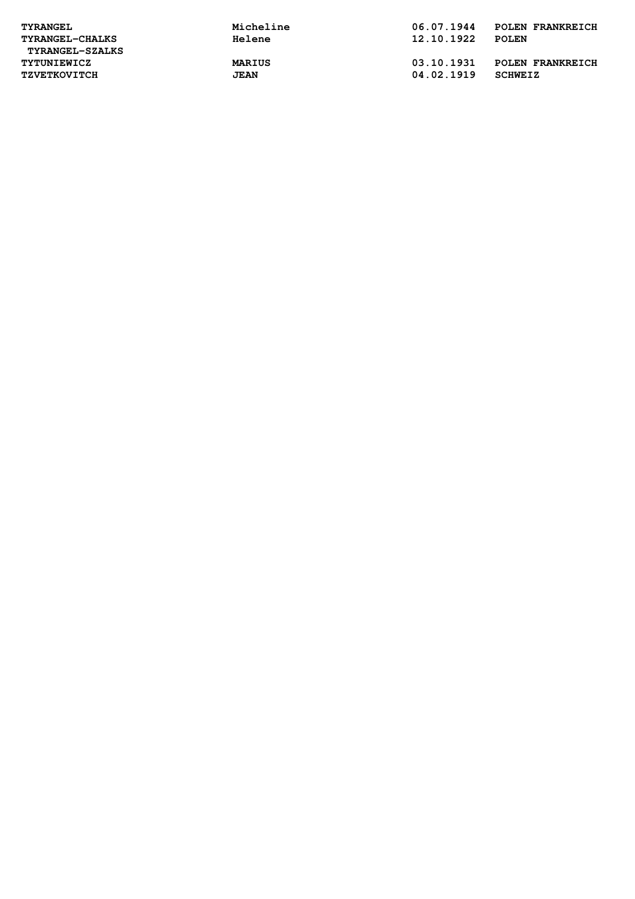| | | | |
|---|---|---|---|
| TYRANGEL | Micheline | 06.07.1944 | POLEN FRANKREICH |
| TYRANGEL-CHALKS | Helene | 12.10.1922 | POLEN |
| TYRANGEL-SZALKS | | | |
| TYTUNIEWICZ | MARIUS | 03.10.1931 | POLEN FRANKREICH |
| TZVETKOVITCH | JEAN | 04.02.1919 | SCHWEIZ |